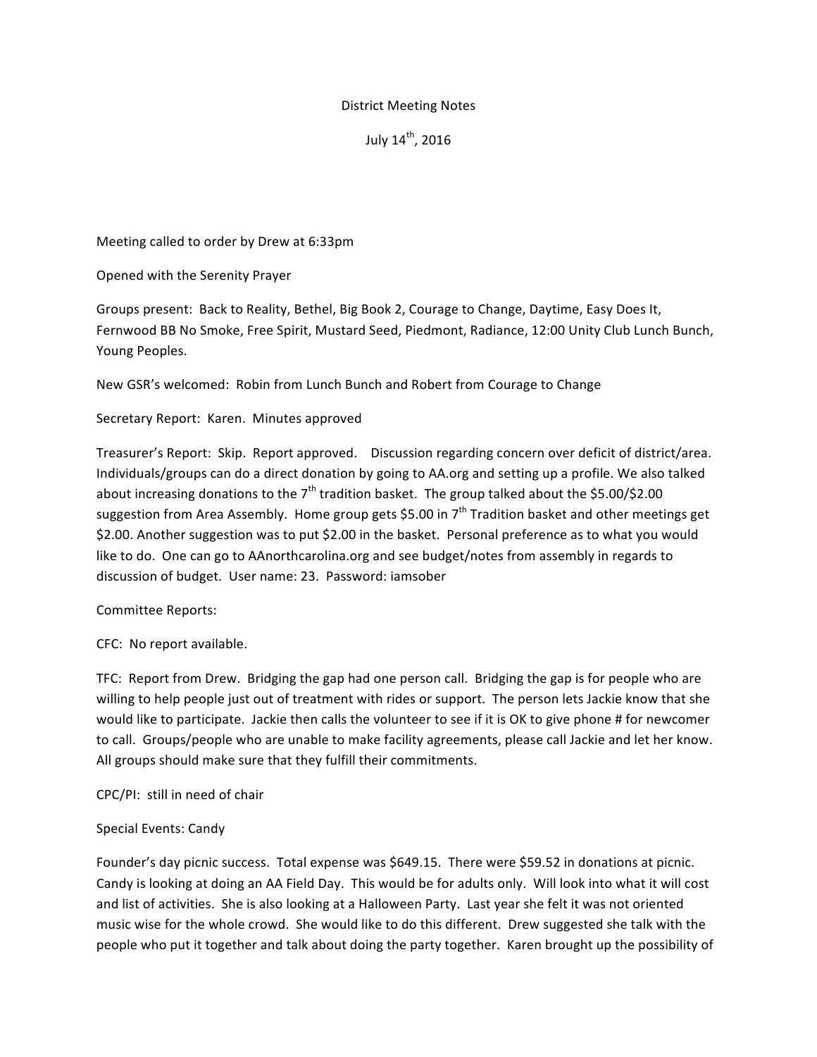District Meeting Notes

July 14th, 2016

Meeting called to order by Drew at 6:33pm

Opened with the Serenity Prayer

Groups present: Back to Reality, Bethel, Big Book 2, Courage to Change, Daytime, Easy Does It, Fernwood BB No Smoke, Free Spirit, Mustard Seed, Piedmont, Radiance, 12:00 Unity Club Lunch Bunch, Young Peoples.

New GSR's welcomed: Robin from Lunch Bunch and Robert from Courage to Change

Secretary Report: Karen. Minutes approved

Treasurer's Report: Skip. Report approved. Discussion regarding concern over deficit of district/area. Individuals/groups can do a direct donation by going to AA.org and setting up a profile. We also talked about increasing donations to the 7th tradition basket. The group talked about the $5.00/$2.00 suggestion from Area Assembly. Home group gets $5.00 in 7th Tradition basket and other meetings get $2.00. Another suggestion was to put $2.00 in the basket. Personal preference as to what you would like to do. One can go to AAnorthcarolina.org and see budget/notes from assembly in regards to discussion of budget. User name: 23. Password: iamsober

Committee Reports:

CFC: No report available.

TFC: Report from Drew. Bridging the gap had one person call. Bridging the gap is for people who are willing to help people just out of treatment with rides or support. The person lets Jackie know that she would like to participate. Jackie then calls the volunteer to see if it is OK to give phone # for newcomer to call. Groups/people who are unable to make facility agreements, please call Jackie and let her know. All groups should make sure that they fulfill their commitments.

CPC/PI: still in need of chair

Special Events: Candy

Founder's day picnic success. Total expense was $649.15. There were $59.52 in donations at picnic. Candy is looking at doing an AA Field Day. This would be for adults only. Will look into what it will cost and list of activities. She is also looking at a Halloween Party. Last year she felt it was not oriented music wise for the whole crowd. She would like to do this different. Drew suggested she talk with the people who put it together and talk about doing the party together. Karen brought up the possibility of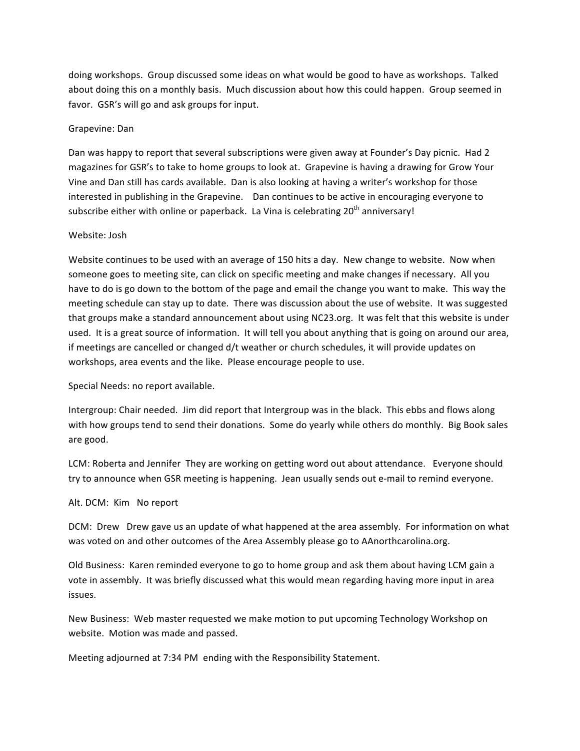doing workshops. Group discussed some ideas on what would be good to have as workshops. Talked about doing this on a monthly basis. Much discussion about how this could happen. Group seemed in favor. GSR's will go and ask groups for input.

Grapevine: Dan

Dan was happy to report that several subscriptions were given away at Founder's Day picnic. Had 2 magazines for GSR's to take to home groups to look at. Grapevine is having a drawing for Grow Your Vine and Dan still has cards available. Dan is also looking at having a writer's workshop for those interested in publishing in the Grapevine. Dan continues to be active in encouraging everyone to subscribe either with online or paperback. La Vina is celebrating 20th anniversary!

Website: Josh

Website continues to be used with an average of 150 hits a day. New change to website. Now when someone goes to meeting site, can click on specific meeting and make changes if necessary. All you have to do is go down to the bottom of the page and email the change you want to make. This way the meeting schedule can stay up to date. There was discussion about the use of website. It was suggested that groups make a standard announcement about using NC23.org. It was felt that this website is under used. It is a great source of information. It will tell you about anything that is going on around our area, if meetings are cancelled or changed d/t weather or church schedules, it will provide updates on workshops, area events and the like. Please encourage people to use.

Special Needs: no report available.

Intergroup: Chair needed. Jim did report that Intergroup was in the black. This ebbs and flows along with how groups tend to send their donations. Some do yearly while others do monthly. Big Book sales are good.

LCM: Roberta and Jennifer They are working on getting word out about attendance. Everyone should try to announce when GSR meeting is happening. Jean usually sends out e-mail to remind everyone.

Alt. DCM: Kim No report

DCM: Drew Drew gave us an update of what happened at the area assembly. For information on what was voted on and other outcomes of the Area Assembly please go to AAnorthcarolina.org.

Old Business: Karen reminded everyone to go to home group and ask them about having LCM gain a vote in assembly. It was briefly discussed what this would mean regarding having more input in area issues.

New Business: Web master requested we make motion to put upcoming Technology Workshop on website. Motion was made and passed.

Meeting adjourned at 7:34 PM ending with the Responsibility Statement.